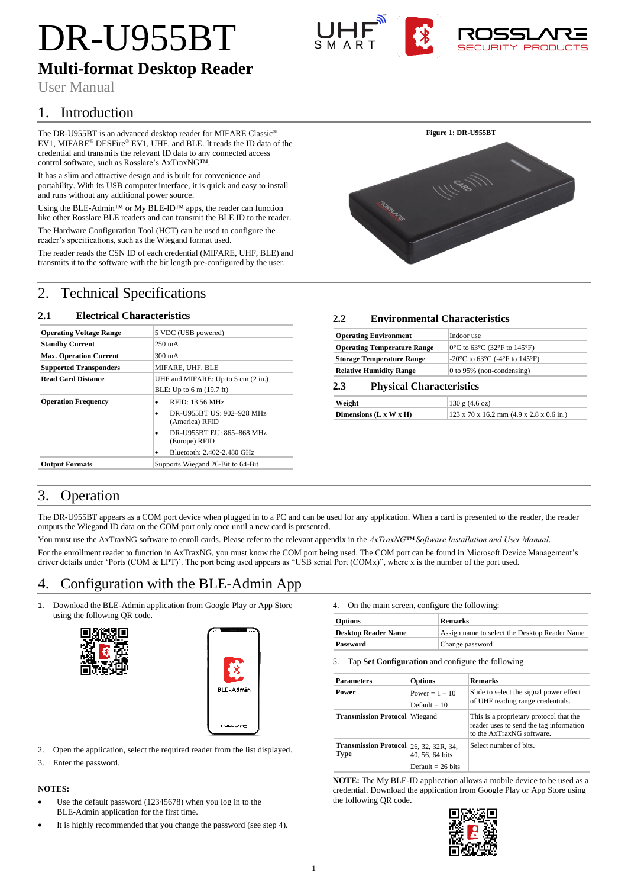# DR-U955BT

## Multi-format Desktop Reader

User Manual

# 1. Introduction

The DR-U955BT is an advanced desktop reader for MIFARE Classic® EV1, MIFARE® DESFire® EV1, UHF, and BLE. It reads the ID data of the credential and transmits the relevant ID data to any connected access control software, such as Rosslare's AxTraxNG™.

It has a slim and attractive design and is built for convenience and portability. With its USB computer interface, it is quick and easy to install and runs without any additional power source.

Using the BLE-Admin™ or My BLE-ID™ apps, the reader can function like other Rosslare BLE readers and can transmit the BLE ID to the reader.

The Hardware Configuration Tool (HCT) can be used to configure the reader's specifications, such as the Wiegand format used.

The reader reads the CSN ID of each credential (MIFARE, UHF, BLE) and transmits it to the software with the bit length pre-configured by the user.

**Figure 1: DR-U955BT**

# 2. Technical Specifications

## 2.1 Electrical Characteristics

| | |
|---|---|
| **Operating Voltage Range** | 5 VDC (USB powered) |
| **Standby Current** | 250 mA |
| **Max. Operation Current** | 300 mA |
| **Supported Transponders** | MIFARE, UHF, BLE |
| **Read Card Distance** | UHF and MIFARE: Up to 5 cm (2 in.)<br>BLE: Up to 6 m (19.7 ft) |
| **Operation Frequency** | • RFID: 13.56 MHz<br>• DR-U955BT US: 902–928 MHz (America) RFID<br>• DR-U955BT EU: 865–868 MHz (Europe) RFID<br>• Bluetooth: 2.402-2.480 GHz |
| **Output Formats** | Supports Wiegand 26-Bit to 64-Bit |

## 2.2 Environmental Characteristics

| | |
|---|---|
| **Operating Environment** | Indoor use |
| **Operating Temperature Range** | 0°C to 63°C (32°F to 145°F) |
| **Storage Temperature Range** | -20°C to 63°C (-4°F to 145°F) |
| **Relative Humidity Range** | 0 to 95% (non-condensing) |

## 2.3 Physical Characteristics

| | |
|---|---|
| **Weight** | 130 g (4.6 oz) |
| **Dimensions (L x W x H)** | 123 x 70 x 16.2 mm (4.9 x 2.8 x 0.6 in.) |

# 3. Operation

The DR-U955BT appears as a COM port device when plugged in to a PC and can be used for any application. When a card is presented to the reader, the reader outputs the Wiegand ID data on the COM port only once until a new card is presented.

You must use the AxTraxNG software to enroll cards. Please refer to the relevant appendix in the *AxTraxNG™ Software Installation and User Manual*.

For the enrollment reader to function in AxTraxNG, you must know the COM port being used. The COM port can be found in Microsoft Device Management's driver details under 'Ports (COM & LPT)'. The port being used appears as "USB serial Port (COMx)", where x is the number of the port used.

# 4. Configuration with the BLE-Admin App

1. Download the BLE-Admin application from Google Play or App Store using the following QR code.
2. Open the application, select the required reader from the list displayed.
3. Enter the password.

**NOTES:**

- Use the default password (12345678) when you log in to the BLE-Admin application for the first time.
- It is highly recommended that you change the password (see step 4).

4. On the main screen, configure the following:

| Options | Remarks |
|---|---|
| **Desktop Reader Name** | Assign name to select the Desktop Reader Name |
| **Password** | Change password |

5. Tap **Set Configuration** and configure the following

| Parameters | Options | Remarks |
|---|---|---|
| **Power** | Power = 1 – 10<br>Default = 10 | Slide to select the signal power effect of UHF reading range credentials. |
| **Transmission Protocol** | Wiegand | This is a proprietary protocol that the reader uses to send the tag information to the AxTraxNG software. |
| **Transmission Protocol Type** | 26, 32, 32R, 34, 40, 56, 64 bits<br>Default = 26 bits | Select number of bits. |

**NOTE:** The My BLE-ID application allows a mobile device to be used as a credential. Download the application from Google Play or App Store using the following QR code.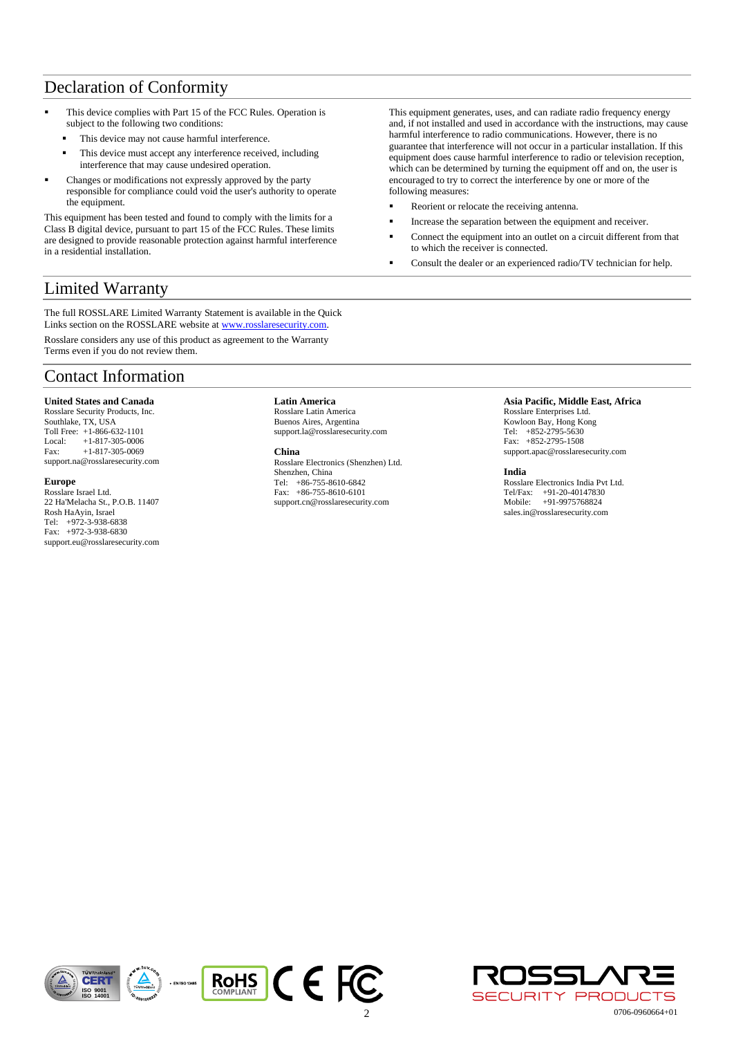# Declaration of Conformity

- This device complies with Part 15 of the FCC Rules. Operation is subject to the following two conditions:
  - This device may not cause harmful interference.
  - This device must accept any interference received, including interference that may cause undesired operation.
- Changes or modifications not expressly approved by the party responsible for compliance could void the user's authority to operate the equipment.

This equipment has been tested and found to comply with the limits for a Class B digital device, pursuant to part 15 of the FCC Rules. These limits are designed to provide reasonable protection against harmful interference in a residential installation.

This equipment generates, uses, and can radiate radio frequency energy and, if not installed and used in accordance with the instructions, may cause harmful interference to radio communications. However, there is no guarantee that interference will not occur in a particular installation. If this equipment does cause harmful interference to radio or television reception, which can be determined by turning the equipment off and on, the user is encouraged to try to correct the interference by one or more of the following measures:

- Reorient or relocate the receiving antenna.
- Increase the separation between the equipment and receiver.
- Connect the equipment into an outlet on a circuit different from that to which the receiver is connected.
- Consult the dealer or an experienced radio/TV technician for help.

# Limited Warranty

The full ROSSLARE Limited Warranty Statement is available in the Quick Links section on the ROSSLARE website at www.rosslaresecurity.com.

Rosslare considers any use of this product as agreement to the Warranty Terms even if you do not review them.

# Contact Information

**United States and Canada**
Rosslare Security Products, Inc.
Southlake, TX, USA
Toll Free: +1-866-632-1101
Local: +1-817-305-0006
Fax: +1-817-305-0069
support.na@rosslaresecurity.com

**Europe**
Rosslare Israel Ltd.
22 Ha'Melacha St., P.O.B. 11407
Rosh HaAyin, Israel
Tel: +972-3-938-6838
Fax: +972-3-938-6830
support.eu@rosslaresecurity.com

**Latin America**
Rosslare Latin America
Buenos Aires, Argentina
support.la@rosslaresecurity.com

**China**
Rosslare Electronics (Shenzhen) Ltd.
Shenzhen, China
Tel: +86-755-8610-6842
Fax: +86-755-8610-6101
support.cn@rosslaresecurity.com

**Asia Pacific, Middle East, Africa**
Rosslare Enterprises Ltd.
Kowloon Bay, Hong Kong
Tel: +852-2795-5630
Fax: +852-2795-1508
support.apac@rosslaresecurity.com

**India**
Rosslare Electronics India Pvt Ltd.
Tel/Fax: +91-20-40147830
Mobile: +91-9975768824
sales.in@rosslaresecurity.com

0706-0960664+01